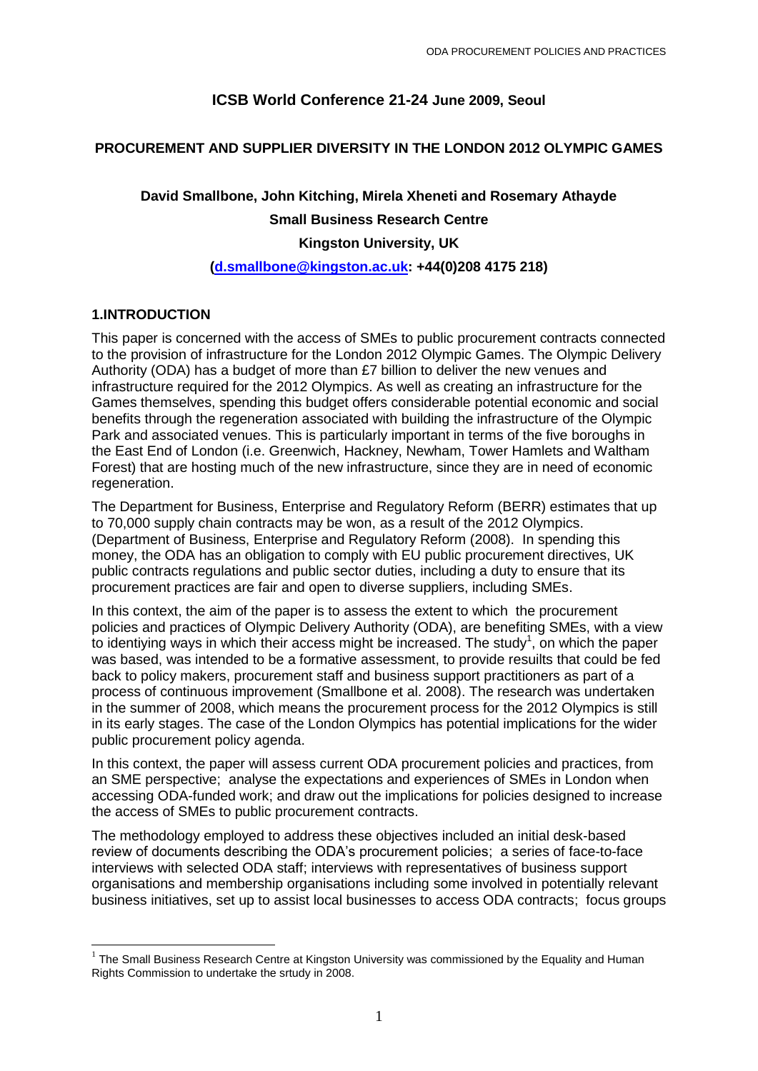# ICSB World Conference 21-24 June 2009, Seoul

## PROCUREMENT AND SUPPLIER DIVERSITY IN THE LONDON 2012 OLYMPIC GAMES

**David Smallbone, John Kitching, Mirela Xheneti and Rosemary Athayde**

**Small Business Research Centre**

**Kingston University, UK**

**(d.smallbone@kingston.ac.uk: +44(0)208 4175 218)**

## 1.INTRODUCTION

This paper is concerned with the access of SMEs to public procurement contracts connected to the provision of infrastructure for the London 2012 Olympic Games. The Olympic Delivery Authority (ODA) has a budget of more than £7 billion to deliver the new venues and infrastructure required for the 2012 Olympics. As well as creating an infrastructure for the Games themselves, spending this budget offers considerable potential economic and social benefits through the regeneration associated with building the infrastructure of the Olympic Park and associated venues. This is particularly important in terms of the five boroughs in the East End of London (i.e. Greenwich, Hackney, Newham, Tower Hamlets and Waltham Forest) that are hosting much of the new infrastructure, since they are in need of economic regeneration.

The Department for Business, Enterprise and Regulatory Reform (BERR) estimates that up to 70,000 supply chain contracts may be won, as a result of the 2012 Olympics. (Department of Business, Enterprise and Regulatory Reform (2008). In spending this money, the ODA has an obligation to comply with EU public procurement directives, UK public contracts regulations and public sector duties, including a duty to ensure that its procurement practices are fair and open to diverse suppliers, including SMEs.

In this context, the aim of the paper is to assess the extent to which the procurement policies and practices of Olympic Delivery Authority (ODA), are benefiting SMEs, with a view to identiying ways in which their access might be increased. The study[1], on which the paper was based, was intended to be a formative assessment, to provide resuilts that could be fed back to policy makers, procurement staff and business support practitioners as part of a process of continuous improvement (Smallbone et al. 2008). The research was undertaken in the summer of 2008, which means the procurement process for the 2012 Olympics is still in its early stages. The case of the London Olympics has potential implications for the wider public procurement policy agenda.

In this context, the paper will assess current ODA procurement policies and practices, from an SME perspective; analyse the expectations and experiences of SMEs in London when accessing ODA-funded work; and draw out the implications for policies designed to increase the access of SMEs to public procurement contracts.

The methodology employed to address these objectives included an initial desk-based review of documents describing the ODA's procurement policies; a series of face-to-face interviews with selected ODA staff; interviews with representatives of business support organisations and membership organisations including some involved in potentially relevant business initiatives, set up to assist local businesses to access ODA contracts; focus groups

[1] The Small Business Research Centre at Kingston University was commissioned by the Equality and Human Rights Commission to undertake the srtudy in 2008.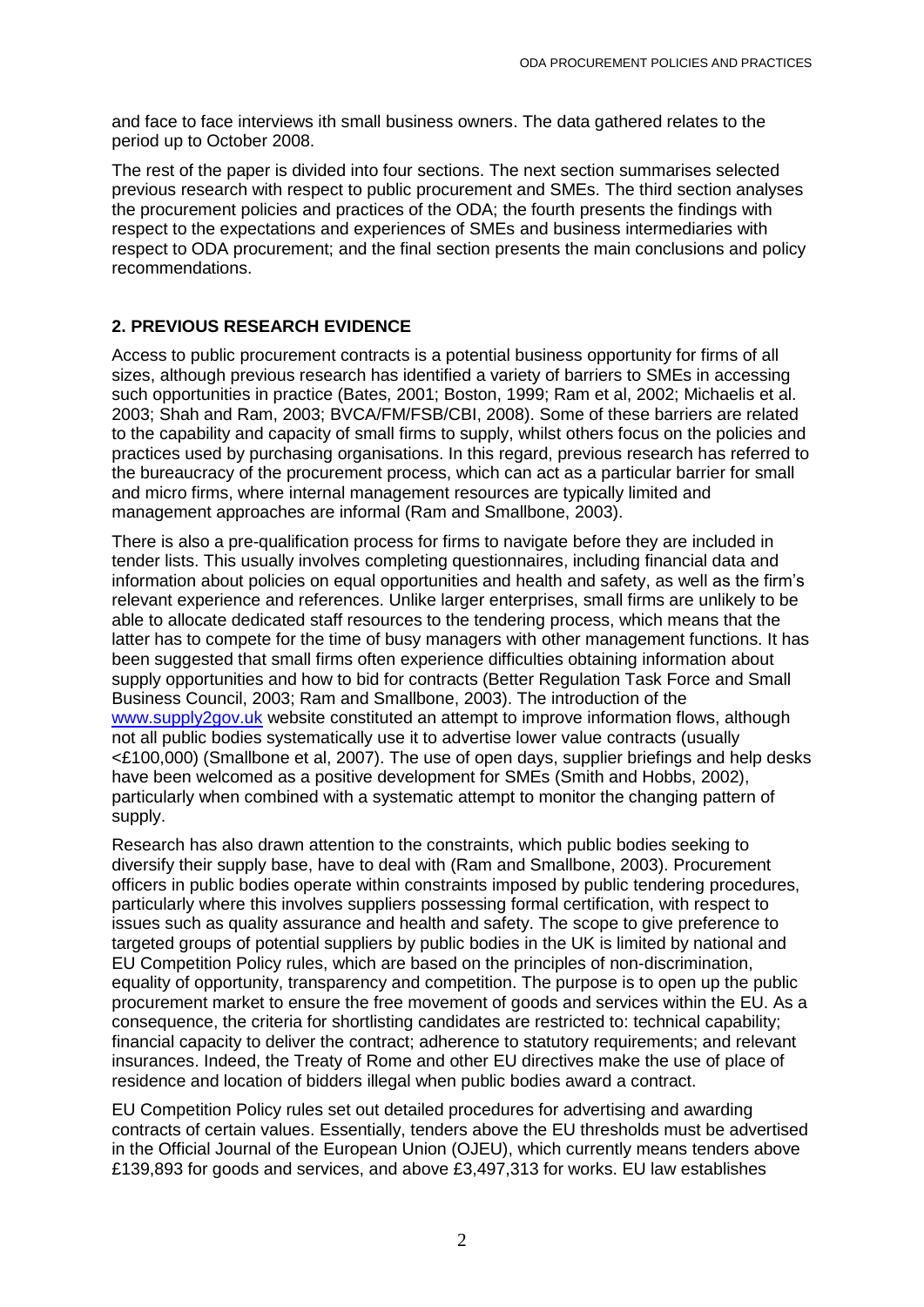and face to face interviews ith small business owners. The data gathered relates to the period up to October 2008.

The rest of the paper is divided into four sections. The next section summarises selected previous research with respect to public procurement and SMEs. The third section analyses the procurement policies and practices of the ODA; the fourth presents the findings with respect to the expectations and experiences of SMEs and business intermediaries with respect to ODA procurement; and the final section presents the main conclusions and policy recommendations.

## 2. PREVIOUS RESEARCH EVIDENCE

Access to public procurement contracts is a potential business opportunity for firms of all sizes, although previous research has identified a variety of barriers to SMEs in accessing such opportunities in practice (Bates, 2001; Boston, 1999; Ram et al, 2002; Michaelis et al. 2003; Shah and Ram, 2003; BVCA/FM/FSB/CBI, 2008). Some of these barriers are related to the capability and capacity of small firms to supply, whilst others focus on the policies and practices used by purchasing organisations. In this regard, previous research has referred to the bureaucracy of the procurement process, which can act as a particular barrier for small and micro firms, where internal management resources are typically limited and management approaches are informal (Ram and Smallbone, 2003).

There is also a pre-qualification process for firms to navigate before they are included in tender lists. This usually involves completing questionnaires, including financial data and information about policies on equal opportunities and health and safety, as well as the firm's relevant experience and references. Unlike larger enterprises, small firms are unlikely to be able to allocate dedicated staff resources to the tendering process, which means that the latter has to compete for the time of busy managers with other management functions. It has been suggested that small firms often experience difficulties obtaining information about supply opportunities and how to bid for contracts (Better Regulation Task Force and Small Business Council, 2003; Ram and Smallbone, 2003). The introduction of the www.supply2gov.uk website constituted an attempt to improve information flows, although not all public bodies systematically use it to advertise lower value contracts (usually <£100,000) (Smallbone et al, 2007). The use of open days, supplier briefings and help desks have been welcomed as a positive development for SMEs (Smith and Hobbs, 2002), particularly when combined with a systematic attempt to monitor the changing pattern of supply.

Research has also drawn attention to the constraints, which public bodies seeking to diversify their supply base, have to deal with (Ram and Smallbone, 2003). Procurement officers in public bodies operate within constraints imposed by public tendering procedures, particularly where this involves suppliers possessing formal certification, with respect to issues such as quality assurance and health and safety. The scope to give preference to targeted groups of potential suppliers by public bodies in the UK is limited by national and EU Competition Policy rules, which are based on the principles of non-discrimination, equality of opportunity, transparency and competition. The purpose is to open up the public procurement market to ensure the free movement of goods and services within the EU. As a consequence, the criteria for shortlisting candidates are restricted to: technical capability; financial capacity to deliver the contract; adherence to statutory requirements; and relevant insurances. Indeed, the Treaty of Rome and other EU directives make the use of place of residence and location of bidders illegal when public bodies award a contract.

EU Competition Policy rules set out detailed procedures for advertising and awarding contracts of certain values. Essentially, tenders above the EU thresholds must be advertised in the Official Journal of the European Union (OJEU), which currently means tenders above £139,893 for goods and services, and above £3,497,313 for works. EU law establishes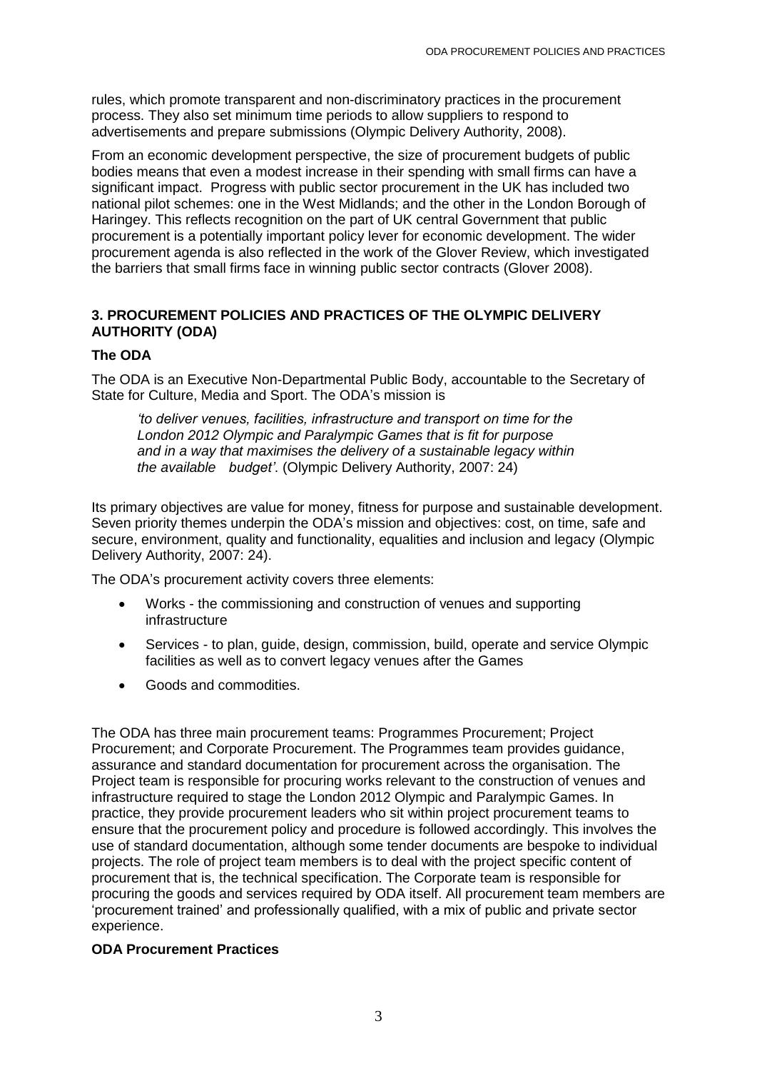rules, which promote transparent and non-discriminatory practices in the procurement process. They also set minimum time periods to allow suppliers to respond to advertisements and prepare submissions (Olympic Delivery Authority, 2008).

From an economic development perspective, the size of procurement budgets of public bodies means that even a modest increase in their spending with small firms can have a significant impact. Progress with public sector procurement in the UK has included two national pilot schemes: one in the West Midlands; and the other in the London Borough of Haringey. This reflects recognition on the part of UK central Government that public procurement is a potentially important policy lever for economic development. The wider procurement agenda is also reflected in the work of the Glover Review, which investigated the barriers that small firms face in winning public sector contracts (Glover 2008).

## 3. PROCUREMENT POLICIES AND PRACTICES OF THE OLYMPIC DELIVERY AUTHORITY (ODA)

### The ODA

The ODA is an Executive Non-Departmental Public Body, accountable to the Secretary of State for Culture, Media and Sport. The ODA's mission is

> *'to deliver venues, facilities, infrastructure and transport on time for the London 2012 Olympic and Paralympic Games that is fit for purpose and in a way that maximises the delivery of a sustainable legacy within the available budget'*. (Olympic Delivery Authority, 2007: 24)

Its primary objectives are value for money, fitness for purpose and sustainable development. Seven priority themes underpin the ODA's mission and objectives: cost, on time, safe and secure, environment, quality and functionality, equalities and inclusion and legacy (Olympic Delivery Authority, 2007: 24).

The ODA's procurement activity covers three elements:

- Works - the commissioning and construction of venues and supporting infrastructure
- Services - to plan, guide, design, commission, build, operate and service Olympic facilities as well as to convert legacy venues after the Games
- Goods and commodities.

The ODA has three main procurement teams: Programmes Procurement; Project Procurement; and Corporate Procurement. The Programmes team provides guidance, assurance and standard documentation for procurement across the organisation. The Project team is responsible for procuring works relevant to the construction of venues and infrastructure required to stage the London 2012 Olympic and Paralympic Games. In practice, they provide procurement leaders who sit within project procurement teams to ensure that the procurement policy and procedure is followed accordingly. This involves the use of standard documentation, although some tender documents are bespoke to individual projects. The role of project team members is to deal with the project specific content of procurement that is, the technical specification. The Corporate team is responsible for procuring the goods and services required by ODA itself. All procurement team members are 'procurement trained' and professionally qualified, with a mix of public and private sector experience.

### ODA Procurement Practices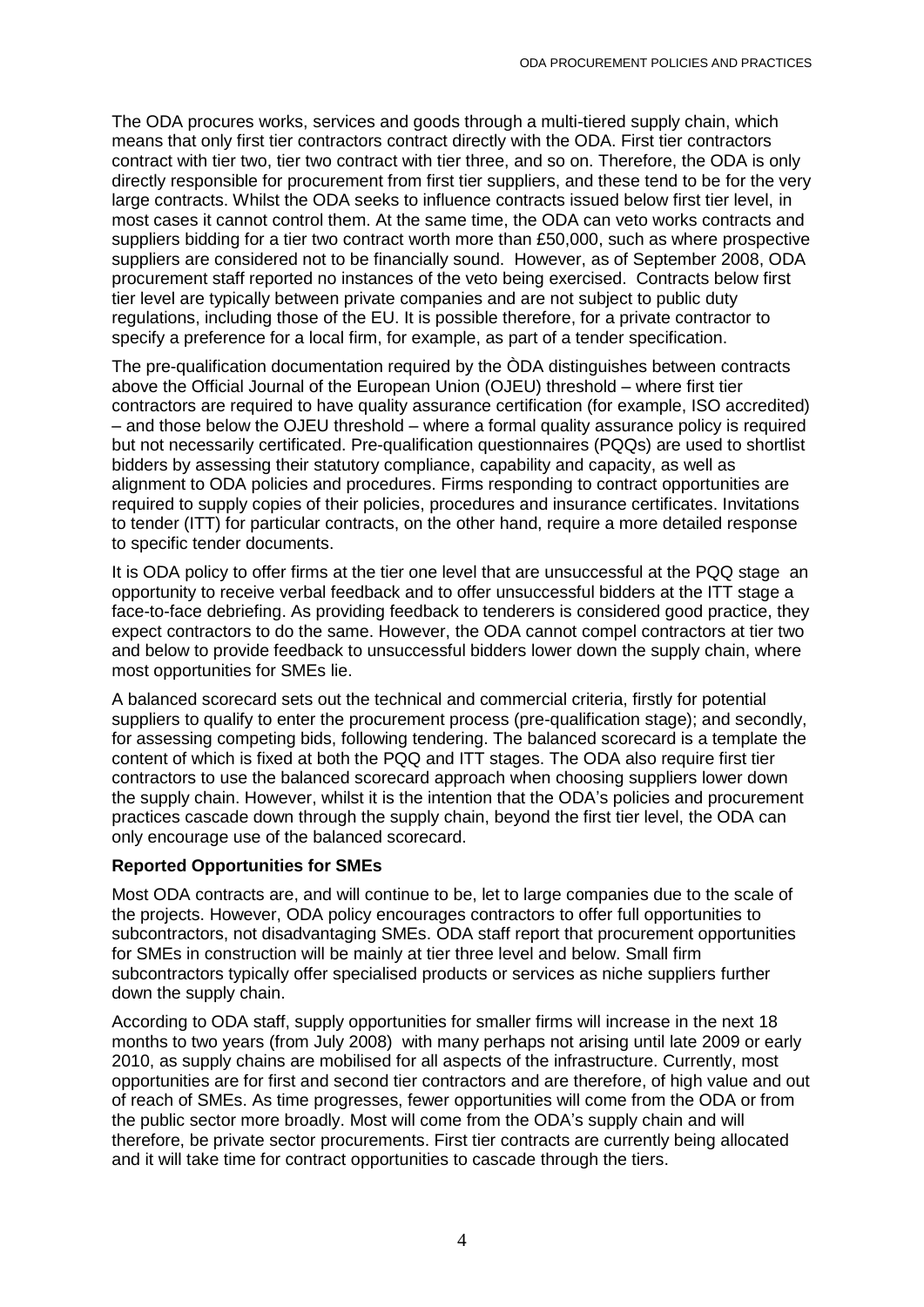The ODA procures works, services and goods through a multi-tiered supply chain, which means that only first tier contractors contract directly with the ODA. First tier contractors contract with tier two, tier two contract with tier three, and so on. Therefore, the ODA is only directly responsible for procurement from first tier suppliers, and these tend to be for the very large contracts. Whilst the ODA seeks to influence contracts issued below first tier level, in most cases it cannot control them. At the same time, the ODA can veto works contracts and suppliers bidding for a tier two contract worth more than £50,000, such as where prospective suppliers are considered not to be financially sound. However, as of September 2008, ODA procurement staff reported no instances of the veto being exercised. Contracts below first tier level are typically between private companies and are not subject to public duty regulations, including those of the EU. It is possible therefore, for a private contractor to specify a preference for a local firm, for example, as part of a tender specification.

The pre-qualification documentation required by the ÒDA distinguishes between contracts above the Official Journal of the European Union (OJEU) threshold – where first tier contractors are required to have quality assurance certification (for example, ISO accredited) – and those below the OJEU threshold – where a formal quality assurance policy is required but not necessarily certificated. Pre-qualification questionnaires (PQQs) are used to shortlist bidders by assessing their statutory compliance, capability and capacity, as well as alignment to ODA policies and procedures. Firms responding to contract opportunities are required to supply copies of their policies, procedures and insurance certificates. Invitations to tender (ITT) for particular contracts, on the other hand, require a more detailed response to specific tender documents.

It is ODA policy to offer firms at the tier one level that are unsuccessful at the PQQ stage an opportunity to receive verbal feedback and to offer unsuccessful bidders at the ITT stage a face-to-face debriefing. As providing feedback to tenderers is considered good practice, they expect contractors to do the same. However, the ODA cannot compel contractors at tier two and below to provide feedback to unsuccessful bidders lower down the supply chain, where most opportunities for SMEs lie.

A balanced scorecard sets out the technical and commercial criteria, firstly for potential suppliers to qualify to enter the procurement process (pre-qualification stage); and secondly, for assessing competing bids, following tendering. The balanced scorecard is a template the content of which is fixed at both the PQQ and ITT stages. The ODA also require first tier contractors to use the balanced scorecard approach when choosing suppliers lower down the supply chain. However, whilst it is the intention that the ODA's policies and procurement practices cascade down through the supply chain, beyond the first tier level, the ODA can only encourage use of the balanced scorecard.

**Reported Opportunities for SMEs**

Most ODA contracts are, and will continue to be, let to large companies due to the scale of the projects. However, ODA policy encourages contractors to offer full opportunities to subcontractors, not disadvantaging SMEs. ODA staff report that procurement opportunities for SMEs in construction will be mainly at tier three level and below. Small firm subcontractors typically offer specialised products or services as niche suppliers further down the supply chain.

According to ODA staff, supply opportunities for smaller firms will increase in the next 18 months to two years (from July 2008) with many perhaps not arising until late 2009 or early 2010, as supply chains are mobilised for all aspects of the infrastructure. Currently, most opportunities are for first and second tier contractors and are therefore, of high value and out of reach of SMEs. As time progresses, fewer opportunities will come from the ODA or from the public sector more broadly. Most will come from the ODA's supply chain and will therefore, be private sector procurements. First tier contracts are currently being allocated and it will take time for contract opportunities to cascade through the tiers.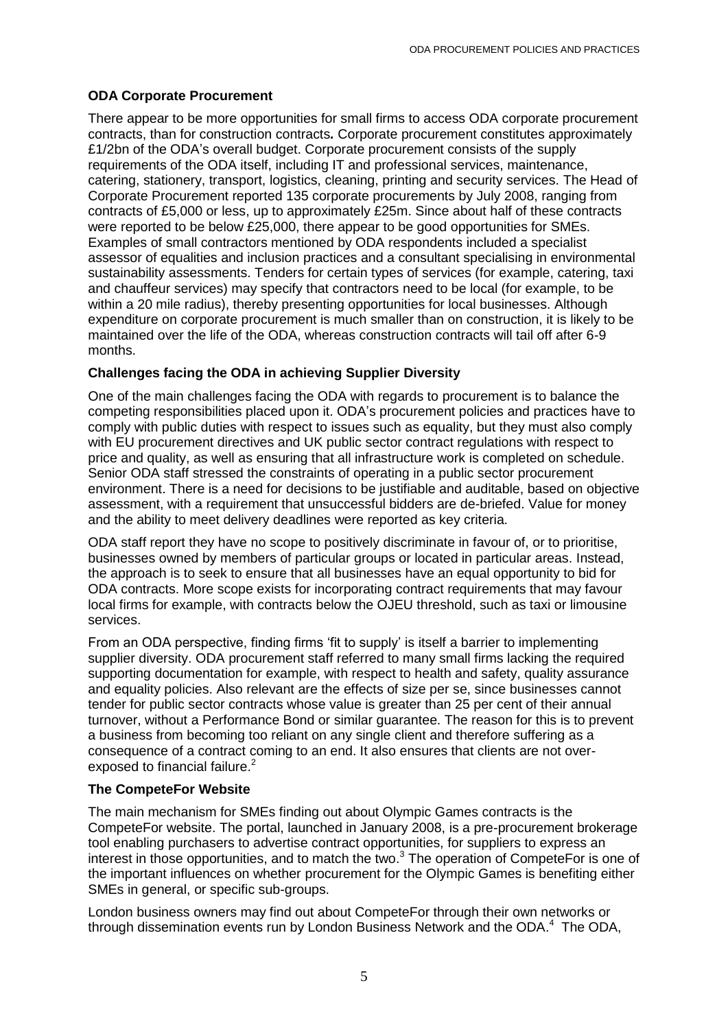### ODA Corporate Procurement

There appear to be more opportunities for small firms to access ODA corporate procurement contracts, than for construction contracts***.*** Corporate procurement constitutes approximately £1/2bn of the ODA's overall budget. Corporate procurement consists of the supply requirements of the ODA itself, including IT and professional services, maintenance, catering, stationery, transport, logistics, cleaning, printing and security services. The Head of Corporate Procurement reported 135 corporate procurements by July 2008, ranging from contracts of £5,000 or less, up to approximately £25m. Since about half of these contracts were reported to be below £25,000, there appear to be good opportunities for SMEs. Examples of small contractors mentioned by ODA respondents included a specialist assessor of equalities and inclusion practices and a consultant specialising in environmental sustainability assessments. Tenders for certain types of services (for example, catering, taxi and chauffeur services) may specify that contractors need to be local (for example, to be within a 20 mile radius), thereby presenting opportunities for local businesses. Although expenditure on corporate procurement is much smaller than on construction, it is likely to be maintained over the life of the ODA, whereas construction contracts will tail off after 6-9 months.

### Challenges facing the ODA in achieving Supplier Diversity

One of the main challenges facing the ODA with regards to procurement is to balance the competing responsibilities placed upon it. ODA's procurement policies and practices have to comply with public duties with respect to issues such as equality, but they must also comply with EU procurement directives and UK public sector contract regulations with respect to price and quality, as well as ensuring that all infrastructure work is completed on schedule. Senior ODA staff stressed the constraints of operating in a public sector procurement environment. There is a need for decisions to be justifiable and auditable, based on objective assessment, with a requirement that unsuccessful bidders are de-briefed. Value for money and the ability to meet delivery deadlines were reported as key criteria.

ODA staff report they have no scope to positively discriminate in favour of, or to prioritise, businesses owned by members of particular groups or located in particular areas. Instead, the approach is to seek to ensure that all businesses have an equal opportunity to bid for ODA contracts. More scope exists for incorporating contract requirements that may favour local firms for example, with contracts below the OJEU threshold, such as taxi or limousine services.

From an ODA perspective, finding firms 'fit to supply' is itself a barrier to implementing supplier diversity. ODA procurement staff referred to many small firms lacking the required supporting documentation for example, with respect to health and safety, quality assurance and equality policies. Also relevant are the effects of size per se, since businesses cannot tender for public sector contracts whose value is greater than 25 per cent of their annual turnover, without a Performance Bond or similar guarantee. The reason for this is to prevent a business from becoming too reliant on any single client and therefore suffering as a consequence of a contract coming to an end. It also ensures that clients are not over-exposed to financial failure.[2]

### The CompeteFor Website

The main mechanism for SMEs finding out about Olympic Games contracts is the CompeteFor website. The portal, launched in January 2008, is a pre-procurement brokerage tool enabling purchasers to advertise contract opportunities, for suppliers to express an interest in those opportunities, and to match the two.[3] The operation of CompeteFor is one of the important influences on whether procurement for the Olympic Games is benefiting either SMEs in general, or specific sub-groups.

London business owners may find out about CompeteFor through their own networks or through dissemination events run by London Business Network and the ODA.[4] The ODA,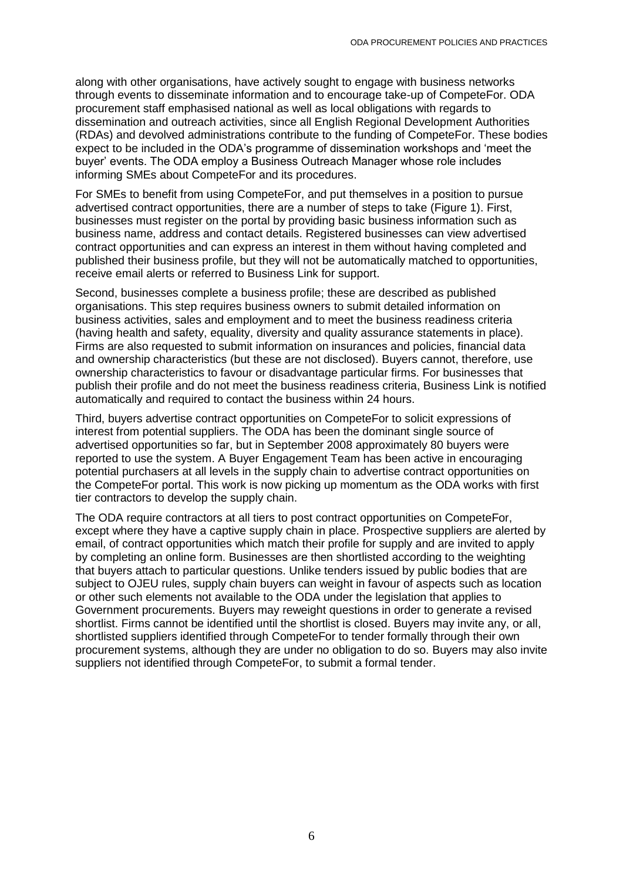along with other organisations, have actively sought to engage with business networks through events to disseminate information and to encourage take-up of CompeteFor. ODA procurement staff emphasised national as well as local obligations with regards to dissemination and outreach activities, since all English Regional Development Authorities (RDAs) and devolved administrations contribute to the funding of CompeteFor. These bodies expect to be included in the ODA's programme of dissemination workshops and 'meet the buyer' events. The ODA employ a Business Outreach Manager whose role includes informing SMEs about CompeteFor and its procedures.

For SMEs to benefit from using CompeteFor, and put themselves in a position to pursue advertised contract opportunities, there are a number of steps to take (Figure 1). First, businesses must register on the portal by providing basic business information such as business name, address and contact details. Registered businesses can view advertised contract opportunities and can express an interest in them without having completed and published their business profile, but they will not be automatically matched to opportunities, receive email alerts or referred to Business Link for support.

Second, businesses complete a business profile; these are described as published organisations. This step requires business owners to submit detailed information on business activities, sales and employment and to meet the business readiness criteria (having health and safety, equality, diversity and quality assurance statements in place). Firms are also requested to submit information on insurances and policies, financial data and ownership characteristics (but these are not disclosed). Buyers cannot, therefore, use ownership characteristics to favour or disadvantage particular firms. For businesses that publish their profile and do not meet the business readiness criteria, Business Link is notified automatically and required to contact the business within 24 hours.

Third, buyers advertise contract opportunities on CompeteFor to solicit expressions of interest from potential suppliers. The ODA has been the dominant single source of advertised opportunities so far, but in September 2008 approximately 80 buyers were reported to use the system. A Buyer Engagement Team has been active in encouraging potential purchasers at all levels in the supply chain to advertise contract opportunities on the CompeteFor portal. This work is now picking up momentum as the ODA works with first tier contractors to develop the supply chain.

The ODA require contractors at all tiers to post contract opportunities on CompeteFor, except where they have a captive supply chain in place. Prospective suppliers are alerted by email, of contract opportunities which match their profile for supply and are invited to apply by completing an online form. Businesses are then shortlisted according to the weighting that buyers attach to particular questions. Unlike tenders issued by public bodies that are subject to OJEU rules, supply chain buyers can weight in favour of aspects such as location or other such elements not available to the ODA under the legislation that applies to Government procurements. Buyers may reweight questions in order to generate a revised shortlist. Firms cannot be identified until the shortlist is closed. Buyers may invite any, or all, shortlisted suppliers identified through CompeteFor to tender formally through their own procurement systems, although they are under no obligation to do so. Buyers may also invite suppliers not identified through CompeteFor, to submit a formal tender.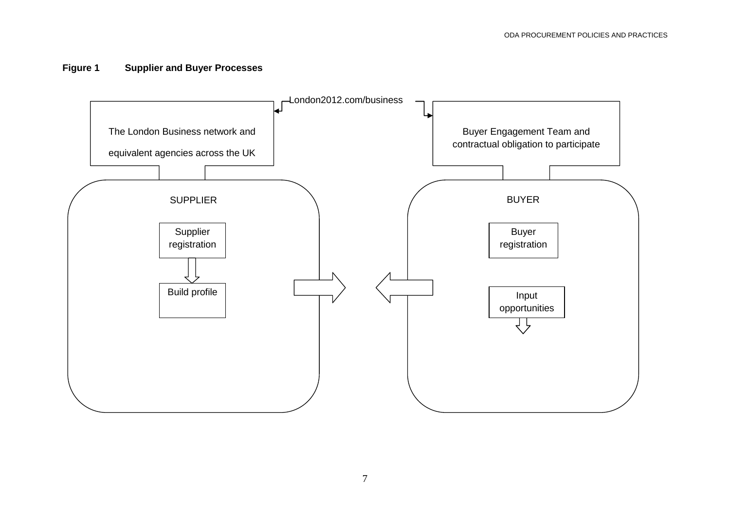**Figure 1 Supplier and Buyer Processes**

London2012.com/business

The London Business network and equivalent agencies across the UK

Buyer Engagement Team and contractual obligation to participate

SUPPLIER

Supplier registration

Build profile

BUYER

Buyer registration

Input opportunities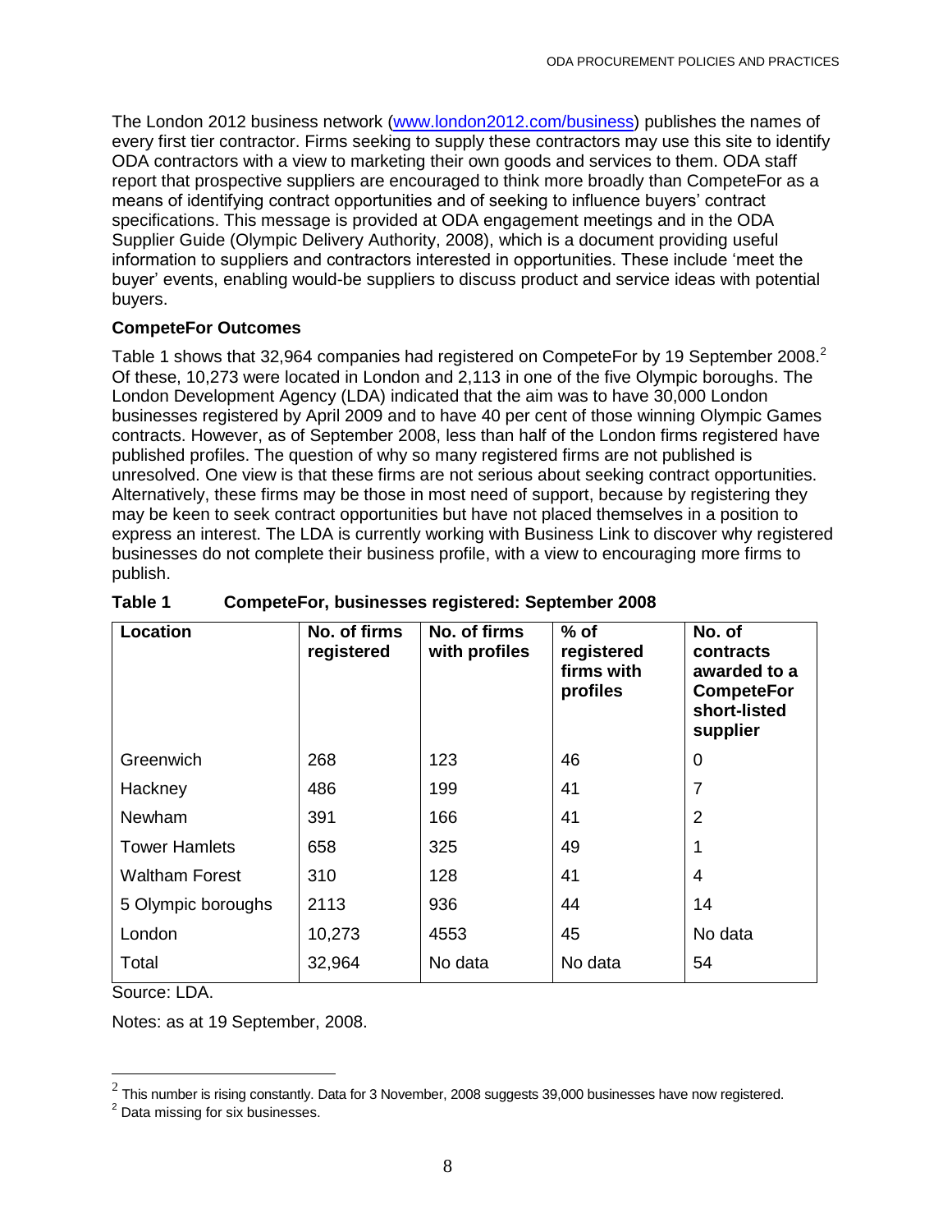The London 2012 business network (www.london2012.com/business) publishes the names of every first tier contractor. Firms seeking to supply these contractors may use this site to identify ODA contractors with a view to marketing their own goods and services to them. ODA staff report that prospective suppliers are encouraged to think more broadly than CompeteFor as a means of identifying contract opportunities and of seeking to influence buyers' contract specifications. This message is provided at ODA engagement meetings and in the ODA Supplier Guide (Olympic Delivery Authority, 2008), which is a document providing useful information to suppliers and contractors interested in opportunities. These include 'meet the buyer' events, enabling would-be suppliers to discuss product and service ideas with potential buyers.

**CompeteFor Outcomes**

Table 1 shows that 32,964 companies had registered on CompeteFor by 19 September 2008.[2] Of these, 10,273 were located in London and 2,113 in one of the five Olympic boroughs. The London Development Agency (LDA) indicated that the aim was to have 30,000 London businesses registered by April 2009 and to have 40 per cent of those winning Olympic Games contracts. However, as of September 2008, less than half of the London firms registered have published profiles. The question of why so many registered firms are not published is unresolved. One view is that these firms are not serious about seeking contract opportunities. Alternatively, these firms may be those in most need of support, because by registering they may be keen to seek contract opportunities but have not placed themselves in a position to express an interest. The LDA is currently working with Business Link to discover why registered businesses do not complete their business profile, with a view to encouraging more firms to publish.

**Table 1 CompeteFor, businesses registered: September 2008**

| Location | No. of firms registered | No. of firms with profiles | % of registered firms with profiles | No. of contracts awarded to a CompeteFor short-listed supplier |
|---|---|---|---|---|
| Greenwich | 268 | 123 | 46 | 0 |
| Hackney | 486 | 199 | 41 | 7 |
| Newham | 391 | 166 | 41 | 2 |
| Tower Hamlets | 658 | 325 | 49 | 1 |
| Waltham Forest | 310 | 128 | 41 | 4 |
| 5 Olympic boroughs | 2113 | 936 | 44 | 14 |
| London | 10,273 | 4553 | 45 | No data |
| Total | 32,964 | No data | No data | 54 |

Source: LDA.

Notes: as at 19 September, 2008.

[2] This number is rising constantly. Data for 3 November, 2008 suggests 39,000 businesses have now registered.

[2] Data missing for six businesses.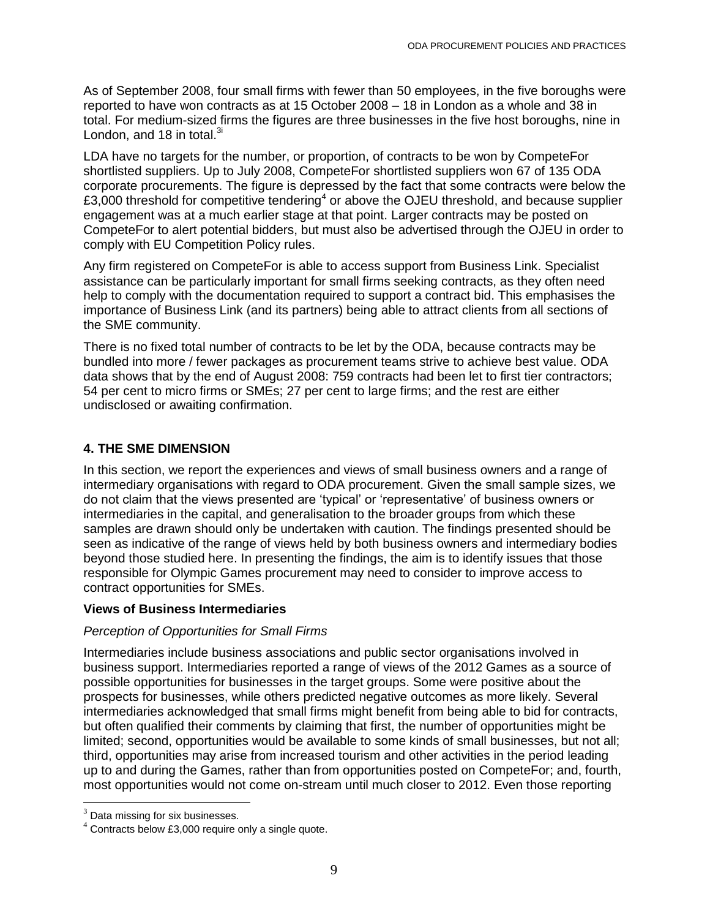As of September 2008, four small firms with fewer than 50 employees, in the five boroughs were reported to have won contracts as at 15 October 2008 – 18 in London as a whole and 38 in total. For medium-sized firms the figures are three businesses in the five host boroughs, nine in London, and 18 in total.[3]

LDA have no targets for the number, or proportion, of contracts to be won by CompeteFor shortlisted suppliers. Up to July 2008, CompeteFor shortlisted suppliers won 67 of 135 ODA corporate procurements. The figure is depressed by the fact that some contracts were below the £3,000 threshold for competitive tendering[4] or above the OJEU threshold, and because supplier engagement was at a much earlier stage at that point. Larger contracts may be posted on CompeteFor to alert potential bidders, but must also be advertised through the OJEU in order to comply with EU Competition Policy rules.

Any firm registered on CompeteFor is able to access support from Business Link. Specialist assistance can be particularly important for small firms seeking contracts, as they often need help to comply with the documentation required to support a contract bid. This emphasises the importance of Business Link (and its partners) being able to attract clients from all sections of the SME community.

There is no fixed total number of contracts to be let by the ODA, because contracts may be bundled into more / fewer packages as procurement teams strive to achieve best value. ODA data shows that by the end of August 2008: 759 contracts had been let to first tier contractors; 54 per cent to micro firms or SMEs; 27 per cent to large firms; and the rest are either undisclosed or awaiting confirmation.

## 4. THE SME DIMENSION

In this section, we report the experiences and views of small business owners and a range of intermediary organisations with regard to ODA procurement. Given the small sample sizes, we do not claim that the views presented are 'typical' or 'representative' of business owners or intermediaries in the capital, and generalisation to the broader groups from which these samples are drawn should only be undertaken with caution. The findings presented should be seen as indicative of the range of views held by both business owners and intermediary bodies beyond those studied here. In presenting the findings, the aim is to identify issues that those responsible for Olympic Games procurement may need to consider to improve access to contract opportunities for SMEs.

### Views of Business Intermediaries

*Perception of Opportunities for Small Firms*

Intermediaries include business associations and public sector organisations involved in business support. Intermediaries reported a range of views of the 2012 Games as a source of possible opportunities for businesses in the target groups. Some were positive about the prospects for businesses, while others predicted negative outcomes as more likely. Several intermediaries acknowledged that small firms might benefit from being able to bid for contracts, but often qualified their comments by claiming that first, the number of opportunities might be limited; second, opportunities would be available to some kinds of small businesses, but not all; third, opportunities may arise from increased tourism and other activities in the period leading up to and during the Games, rather than from opportunities posted on CompeteFor; and, fourth, most opportunities would not come on-stream until much closer to 2012. Even those reporting

[3] Data missing for six businesses.

[4] Contracts below £3,000 require only a single quote.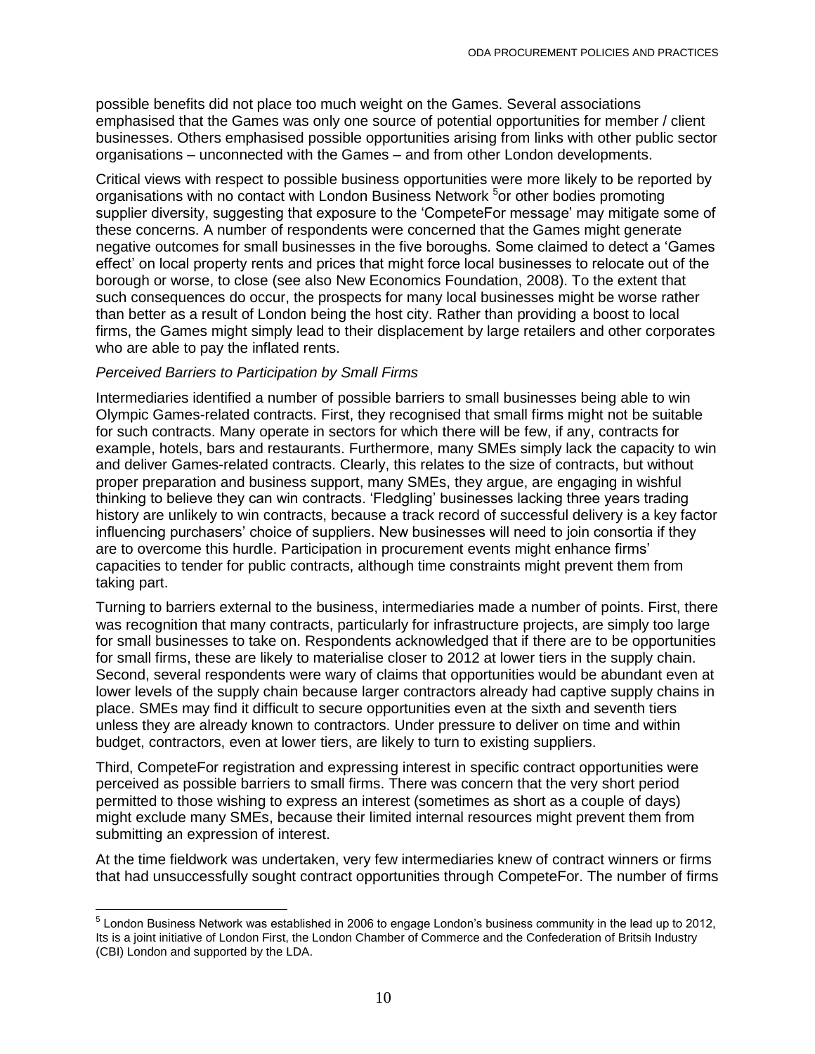possible benefits did not place too much weight on the Games. Several associations emphasised that the Games was only one source of potential opportunities for member / client businesses. Others emphasised possible opportunities arising from links with other public sector organisations – unconnected with the Games – and from other London developments.

Critical views with respect to possible business opportunities were more likely to be reported by organisations with no contact with London Business Network [5]or other bodies promoting supplier diversity, suggesting that exposure to the 'CompeteFor message' may mitigate some of these concerns. A number of respondents were concerned that the Games might generate negative outcomes for small businesses in the five boroughs. Some claimed to detect a 'Games effect' on local property rents and prices that might force local businesses to relocate out of the borough or worse, to close (see also New Economics Foundation, 2008). To the extent that such consequences do occur, the prospects for many local businesses might be worse rather than better as a result of London being the host city. Rather than providing a boost to local firms, the Games might simply lead to their displacement by large retailers and other corporates who are able to pay the inflated rents.

*Perceived Barriers to Participation by Small Firms*

Intermediaries identified a number of possible barriers to small businesses being able to win Olympic Games-related contracts. First, they recognised that small firms might not be suitable for such contracts. Many operate in sectors for which there will be few, if any, contracts for example, hotels, bars and restaurants. Furthermore, many SMEs simply lack the capacity to win and deliver Games-related contracts. Clearly, this relates to the size of contracts, but without proper preparation and business support, many SMEs, they argue, are engaging in wishful thinking to believe they can win contracts. 'Fledgling' businesses lacking three years trading history are unlikely to win contracts, because a track record of successful delivery is a key factor influencing purchasers' choice of suppliers. New businesses will need to join consortia if they are to overcome this hurdle. Participation in procurement events might enhance firms' capacities to tender for public contracts, although time constraints might prevent them from taking part.

Turning to barriers external to the business, intermediaries made a number of points. First, there was recognition that many contracts, particularly for infrastructure projects, are simply too large for small businesses to take on. Respondents acknowledged that if there are to be opportunities for small firms, these are likely to materialise closer to 2012 at lower tiers in the supply chain. Second, several respondents were wary of claims that opportunities would be abundant even at lower levels of the supply chain because larger contractors already had captive supply chains in place. SMEs may find it difficult to secure opportunities even at the sixth and seventh tiers unless they are already known to contractors. Under pressure to deliver on time and within budget, contractors, even at lower tiers, are likely to turn to existing suppliers.

Third, CompeteFor registration and expressing interest in specific contract opportunities were perceived as possible barriers to small firms. There was concern that the very short period permitted to those wishing to express an interest (sometimes as short as a couple of days) might exclude many SMEs, because their limited internal resources might prevent them from submitting an expression of interest.

At the time fieldwork was undertaken, very few intermediaries knew of contract winners or firms that had unsuccessfully sought contract opportunities through CompeteFor. The number of firms

[5] London Business Network was established in 2006 to engage London's business community in the lead up to 2012, Its is a joint initiative of London First, the London Chamber of Commerce and the Confederation of Britsih Industry (CBI) London and supported by the LDA.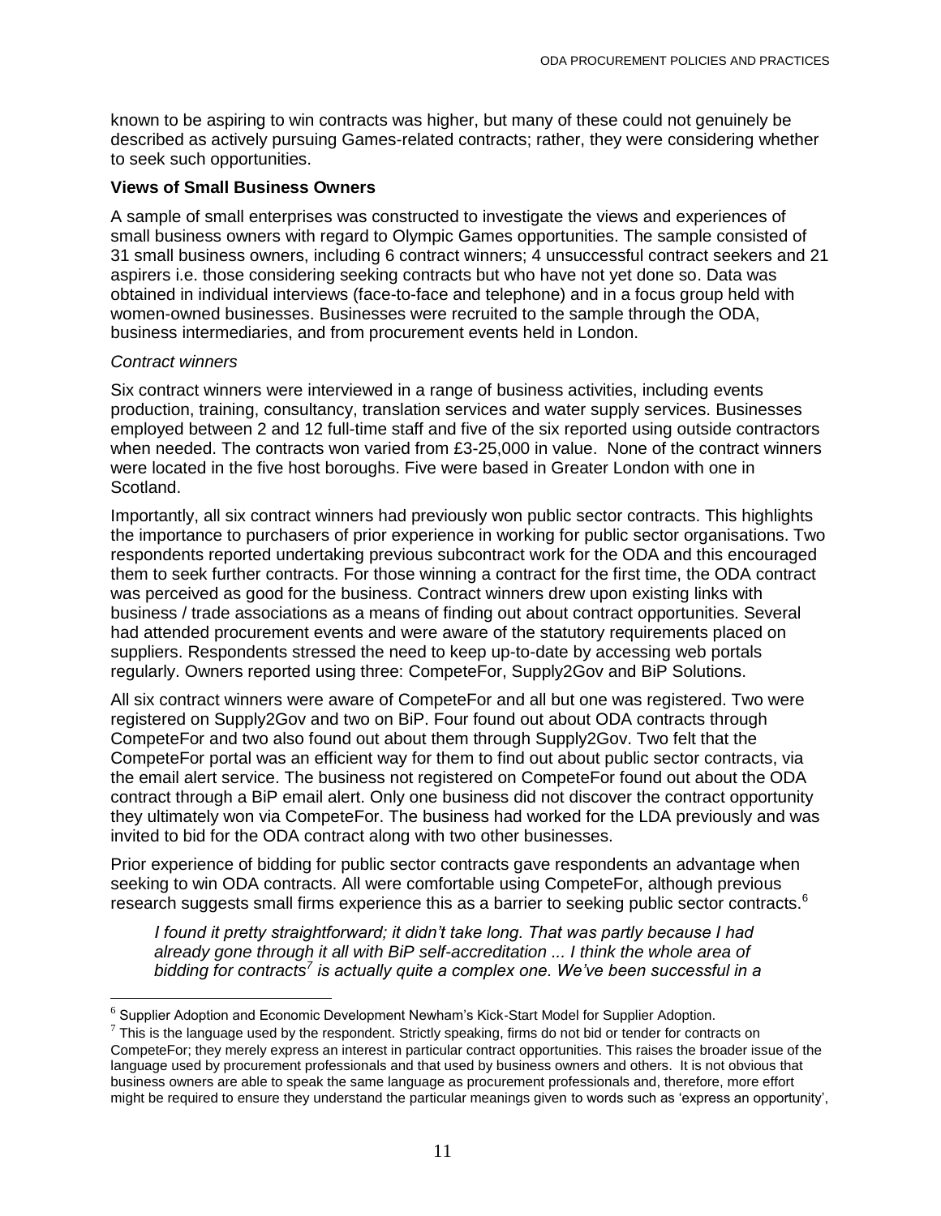known to be aspiring to win contracts was higher, but many of these could not genuinely be described as actively pursuing Games-related contracts; rather, they were considering whether to seek such opportunities.

**Views of Small Business Owners**

A sample of small enterprises was constructed to investigate the views and experiences of small business owners with regard to Olympic Games opportunities. The sample consisted of 31 small business owners, including 6 contract winners; 4 unsuccessful contract seekers and 21 aspirers i.e. those considering seeking contracts but who have not yet done so. Data was obtained in individual interviews (face-to-face and telephone) and in a focus group held with women-owned businesses. Businesses were recruited to the sample through the ODA, business intermediaries, and from procurement events held in London.

*Contract winners*

Six contract winners were interviewed in a range of business activities, including events production, training, consultancy, translation services and water supply services. Businesses employed between 2 and 12 full-time staff and five of the six reported using outside contractors when needed. The contracts won varied from £3-25,000 in value. None of the contract winners were located in the five host boroughs. Five were based in Greater London with one in Scotland.

Importantly, all six contract winners had previously won public sector contracts. This highlights the importance to purchasers of prior experience in working for public sector organisations. Two respondents reported undertaking previous subcontract work for the ODA and this encouraged them to seek further contracts. For those winning a contract for the first time, the ODA contract was perceived as good for the business. Contract winners drew upon existing links with business / trade associations as a means of finding out about contract opportunities. Several had attended procurement events and were aware of the statutory requirements placed on suppliers. Respondents stressed the need to keep up-to-date by accessing web portals regularly. Owners reported using three: CompeteFor, Supply2Gov and BiP Solutions.

All six contract winners were aware of CompeteFor and all but one was registered. Two were registered on Supply2Gov and two on BiP. Four found out about ODA contracts through CompeteFor and two also found out about them through Supply2Gov. Two felt that the CompeteFor portal was an efficient way for them to find out about public sector contracts, via the email alert service. The business not registered on CompeteFor found out about the ODA contract through a BiP email alert. Only one business did not discover the contract opportunity they ultimately won via CompeteFor. The business had worked for the LDA previously and was invited to bid for the ODA contract along with two other businesses.

Prior experience of bidding for public sector contracts gave respondents an advantage when seeking to win ODA contracts. All were comfortable using CompeteFor, although previous research suggests small firms experience this as a barrier to seeking public sector contracts.[6]

> *I found it pretty straightforward; it didn't take long. That was partly because I had already gone through it all with BiP self-accreditation ... I think the whole area of bidding for contracts[7] is actually quite a complex one. We've been successful in a*

[6] Supplier Adoption and Economic Development Newham's Kick-Start Model for Supplier Adoption.

[7] This is the language used by the respondent. Strictly speaking, firms do not bid or tender for contracts on CompeteFor; they merely express an interest in particular contract opportunities. This raises the broader issue of the language used by procurement professionals and that used by business owners and others. It is not obvious that business owners are able to speak the same language as procurement professionals and, therefore, more effort might be required to ensure they understand the particular meanings given to words such as 'express an opportunity',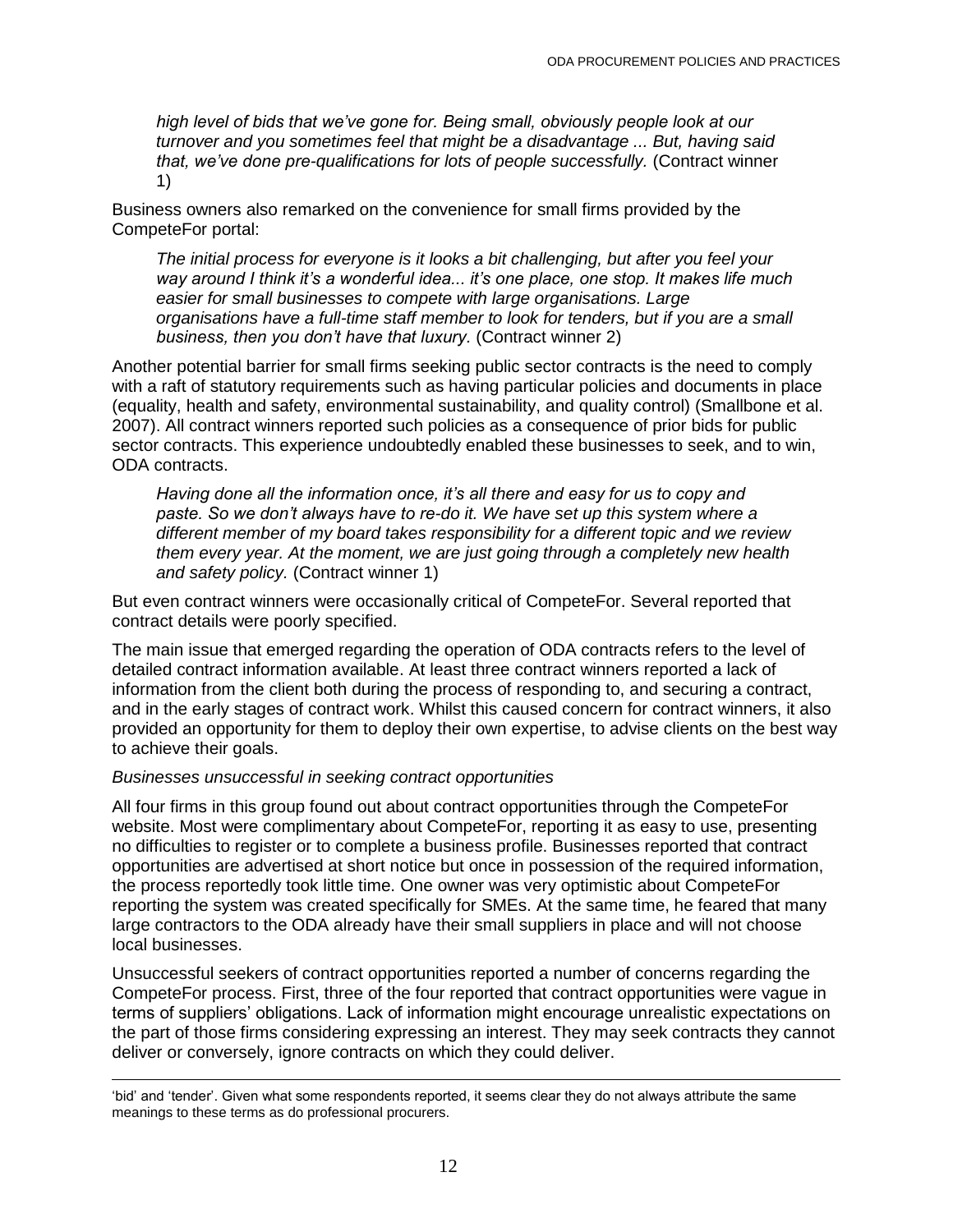*high level of bids that we've gone for. Being small, obviously people look at our turnover and you sometimes feel that might be a disadvantage ... But, having said that, we've done pre-qualifications for lots of people successfully.* (Contract winner 1)

Business owners also remarked on the convenience for small firms provided by the CompeteFor portal:

*The initial process for everyone is it looks a bit challenging, but after you feel your way around I think it's a wonderful idea... it's one place, one stop. It makes life much easier for small businesses to compete with large organisations. Large organisations have a full-time staff member to look for tenders, but if you are a small business, then you don't have that luxury.* (Contract winner 2)

Another potential barrier for small firms seeking public sector contracts is the need to comply with a raft of statutory requirements such as having particular policies and documents in place (equality, health and safety, environmental sustainability, and quality control) (Smallbone et al. 2007). All contract winners reported such policies as a consequence of prior bids for public sector contracts. This experience undoubtedly enabled these businesses to seek, and to win, ODA contracts.

*Having done all the information once, it's all there and easy for us to copy and paste. So we don't always have to re-do it. We have set up this system where a different member of my board takes responsibility for a different topic and we review them every year. At the moment, we are just going through a completely new health and safety policy.* (Contract winner 1)

But even contract winners were occasionally critical of CompeteFor. Several reported that contract details were poorly specified.

The main issue that emerged regarding the operation of ODA contracts refers to the level of detailed contract information available. At least three contract winners reported a lack of information from the client both during the process of responding to, and securing a contract, and in the early stages of contract work. Whilst this caused concern for contract winners, it also provided an opportunity for them to deploy their own expertise, to advise clients on the best way to achieve their goals.

*Businesses unsuccessful in seeking contract opportunities*

All four firms in this group found out about contract opportunities through the CompeteFor website. Most were complimentary about CompeteFor, reporting it as easy to use, presenting no difficulties to register or to complete a business profile. Businesses reported that contract opportunities are advertised at short notice but once in possession of the required information, the process reportedly took little time. One owner was very optimistic about CompeteFor reporting the system was created specifically for SMEs. At the same time, he feared that many large contractors to the ODA already have their small suppliers in place and will not choose local businesses.

Unsuccessful seekers of contract opportunities reported a number of concerns regarding the CompeteFor process. First, three of the four reported that contract opportunities were vague in terms of suppliers' obligations. Lack of information might encourage unrealistic expectations on the part of those firms considering expressing an interest. They may seek contracts they cannot deliver or conversely, ignore contracts on which they could deliver.

---

'bid' and 'tender'. Given what some respondents reported, it seems clear they do not always attribute the same meanings to these terms as do professional procurers.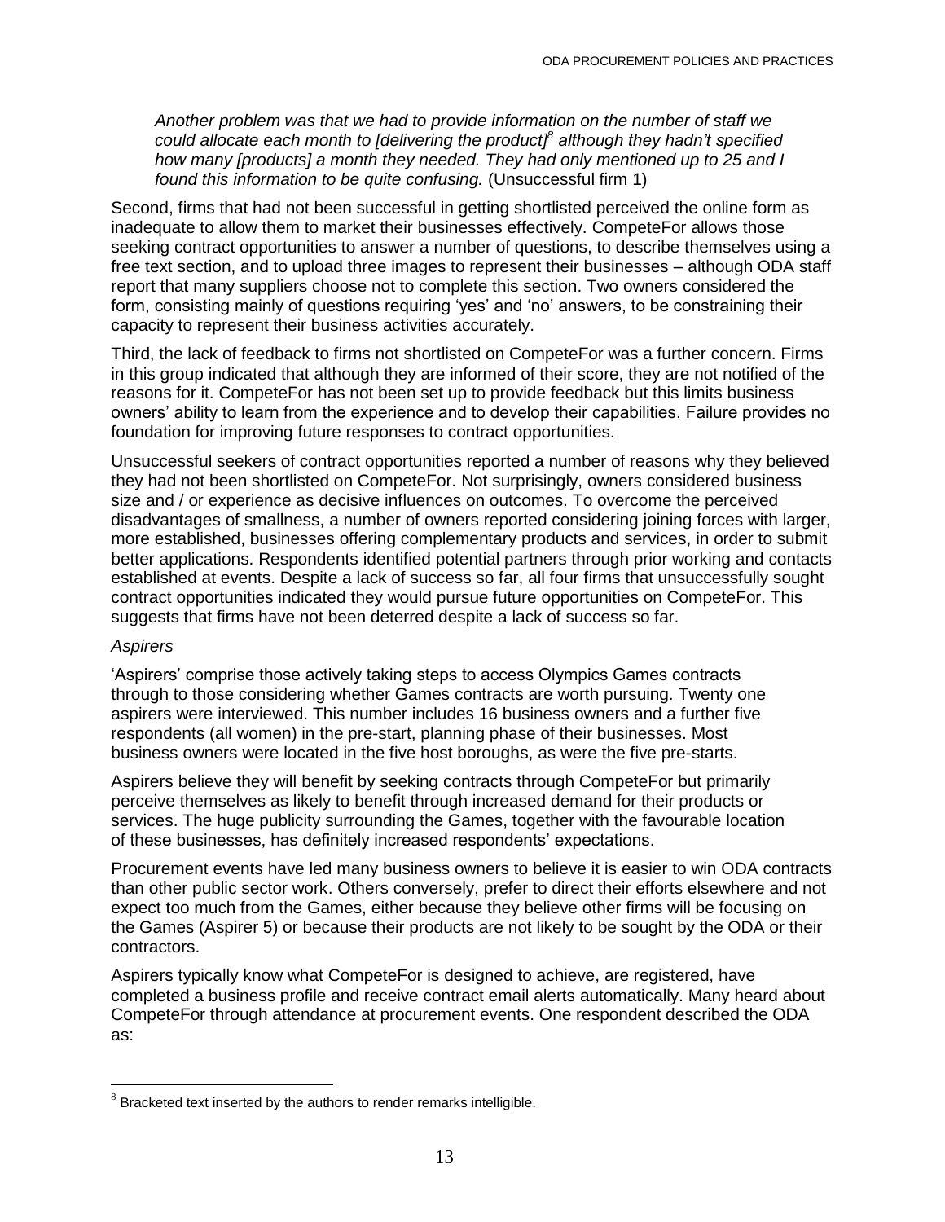*Another problem was that we had to provide information on the number of staff we could allocate each month to [delivering the product][8] although they hadn't specified how many [products] a month they needed. They had only mentioned up to 25 and I found this information to be quite confusing.* (Unsuccessful firm 1)

Second, firms that had not been successful in getting shortlisted perceived the online form as inadequate to allow them to market their businesses effectively. CompeteFor allows those seeking contract opportunities to answer a number of questions, to describe themselves using a free text section, and to upload three images to represent their businesses – although ODA staff report that many suppliers choose not to complete this section. Two owners considered the form, consisting mainly of questions requiring 'yes' and 'no' answers, to be constraining their capacity to represent their business activities accurately.

Third, the lack of feedback to firms not shortlisted on CompeteFor was a further concern. Firms in this group indicated that although they are informed of their score, they are not notified of the reasons for it. CompeteFor has not been set up to provide feedback but this limits business owners' ability to learn from the experience and to develop their capabilities. Failure provides no foundation for improving future responses to contract opportunities.

Unsuccessful seekers of contract opportunities reported a number of reasons why they believed they had not been shortlisted on CompeteFor. Not surprisingly, owners considered business size and / or experience as decisive influences on outcomes. To overcome the perceived disadvantages of smallness, a number of owners reported considering joining forces with larger, more established, businesses offering complementary products and services, in order to submit better applications. Respondents identified potential partners through prior working and contacts established at events. Despite a lack of success so far, all four firms that unsuccessfully sought contract opportunities indicated they would pursue future opportunities on CompeteFor. This suggests that firms have not been deterred despite a lack of success so far.

*Aspirers*

'Aspirers' comprise those actively taking steps to access Olympics Games contracts through to those considering whether Games contracts are worth pursuing. Twenty one aspirers were interviewed. This number includes 16 business owners and a further five respondents (all women) in the pre-start, planning phase of their businesses. Most business owners were located in the five host boroughs, as were the five pre-starts.

Aspirers believe they will benefit by seeking contracts through CompeteFor but primarily perceive themselves as likely to benefit through increased demand for their products or services. The huge publicity surrounding the Games, together with the favourable location of these businesses, has definitely increased respondents' expectations.

Procurement events have led many business owners to believe it is easier to win ODA contracts than other public sector work. Others conversely, prefer to direct their efforts elsewhere and not expect too much from the Games, either because they believe other firms will be focusing on the Games (Aspirer 5) or because their products are not likely to be sought by the ODA or their contractors.

Aspirers typically know what CompeteFor is designed to achieve, are registered, have completed a business profile and receive contract email alerts automatically. Many heard about CompeteFor through attendance at procurement events. One respondent described the ODA as:

[8] Bracketed text inserted by the authors to render remarks intelligible.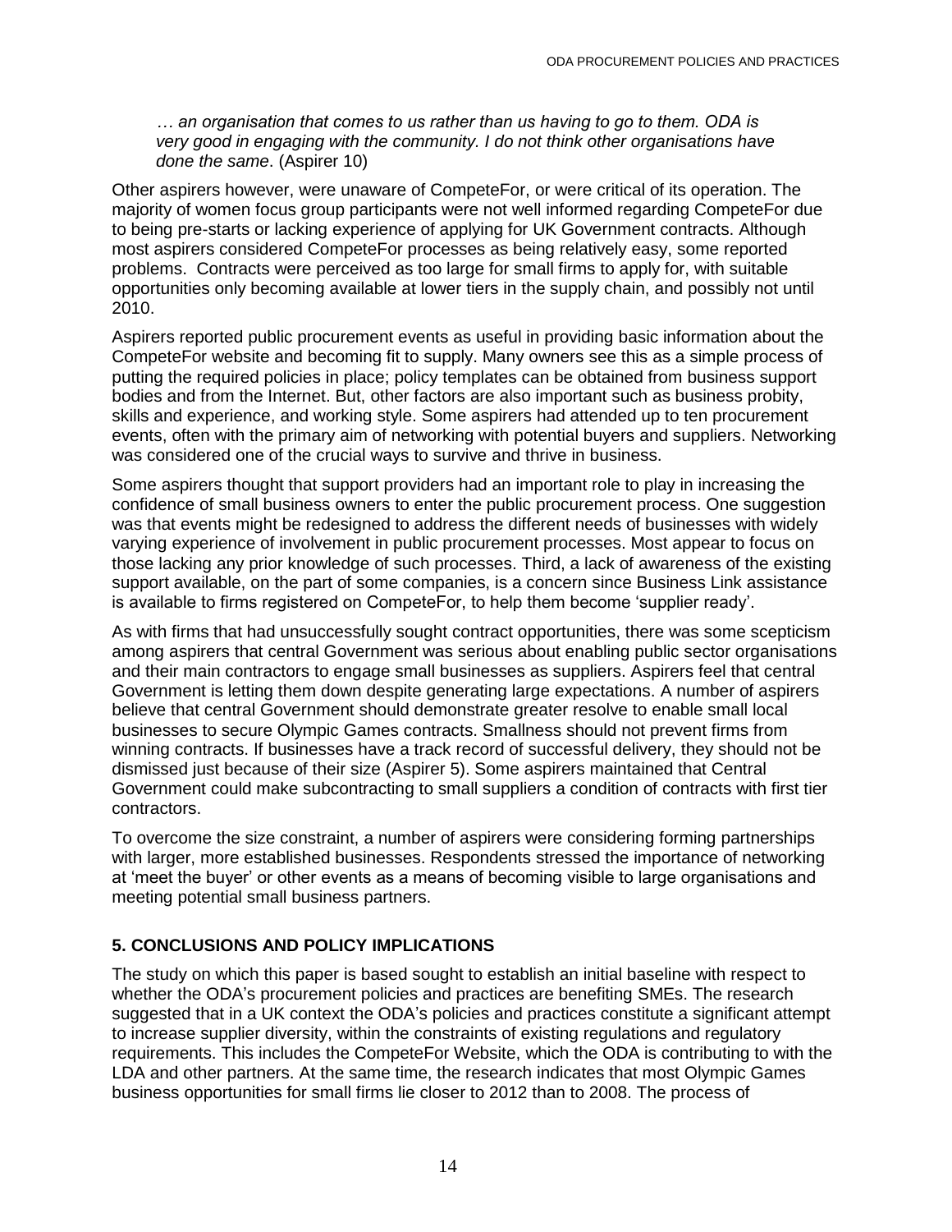*… an organisation that comes to us rather than us having to go to them. ODA is very good in engaging with the community. I do not think other organisations have done the same*. (Aspirer 10)

Other aspirers however, were unaware of CompeteFor, or were critical of its operation. The majority of women focus group participants were not well informed regarding CompeteFor due to being pre-starts or lacking experience of applying for UK Government contracts. Although most aspirers considered CompeteFor processes as being relatively easy, some reported problems. Contracts were perceived as too large for small firms to apply for, with suitable opportunities only becoming available at lower tiers in the supply chain, and possibly not until 2010.

Aspirers reported public procurement events as useful in providing basic information about the CompeteFor website and becoming fit to supply. Many owners see this as a simple process of putting the required policies in place; policy templates can be obtained from business support bodies and from the Internet. But, other factors are also important such as business probity, skills and experience, and working style. Some aspirers had attended up to ten procurement events, often with the primary aim of networking with potential buyers and suppliers. Networking was considered one of the crucial ways to survive and thrive in business.

Some aspirers thought that support providers had an important role to play in increasing the confidence of small business owners to enter the public procurement process. One suggestion was that events might be redesigned to address the different needs of businesses with widely varying experience of involvement in public procurement processes. Most appear to focus on those lacking any prior knowledge of such processes. Third, a lack of awareness of the existing support available, on the part of some companies, is a concern since Business Link assistance is available to firms registered on CompeteFor, to help them become 'supplier ready'.

As with firms that had unsuccessfully sought contract opportunities, there was some scepticism among aspirers that central Government was serious about enabling public sector organisations and their main contractors to engage small businesses as suppliers. Aspirers feel that central Government is letting them down despite generating large expectations. A number of aspirers believe that central Government should demonstrate greater resolve to enable small local businesses to secure Olympic Games contracts. Smallness should not prevent firms from winning contracts. If businesses have a track record of successful delivery, they should not be dismissed just because of their size (Aspirer 5). Some aspirers maintained that Central Government could make subcontracting to small suppliers a condition of contracts with first tier contractors.

To overcome the size constraint, a number of aspirers were considering forming partnerships with larger, more established businesses. Respondents stressed the importance of networking at 'meet the buyer' or other events as a means of becoming visible to large organisations and meeting potential small business partners.

## 5. CONCLUSIONS AND POLICY IMPLICATIONS

The study on which this paper is based sought to establish an initial baseline with respect to whether the ODA's procurement policies and practices are benefiting SMEs. The research suggested that in a UK context the ODA's policies and practices constitute a significant attempt to increase supplier diversity, within the constraints of existing regulations and regulatory requirements. This includes the CompeteFor Website, which the ODA is contributing to with the LDA and other partners. At the same time, the research indicates that most Olympic Games business opportunities for small firms lie closer to 2012 than to 2008. The process of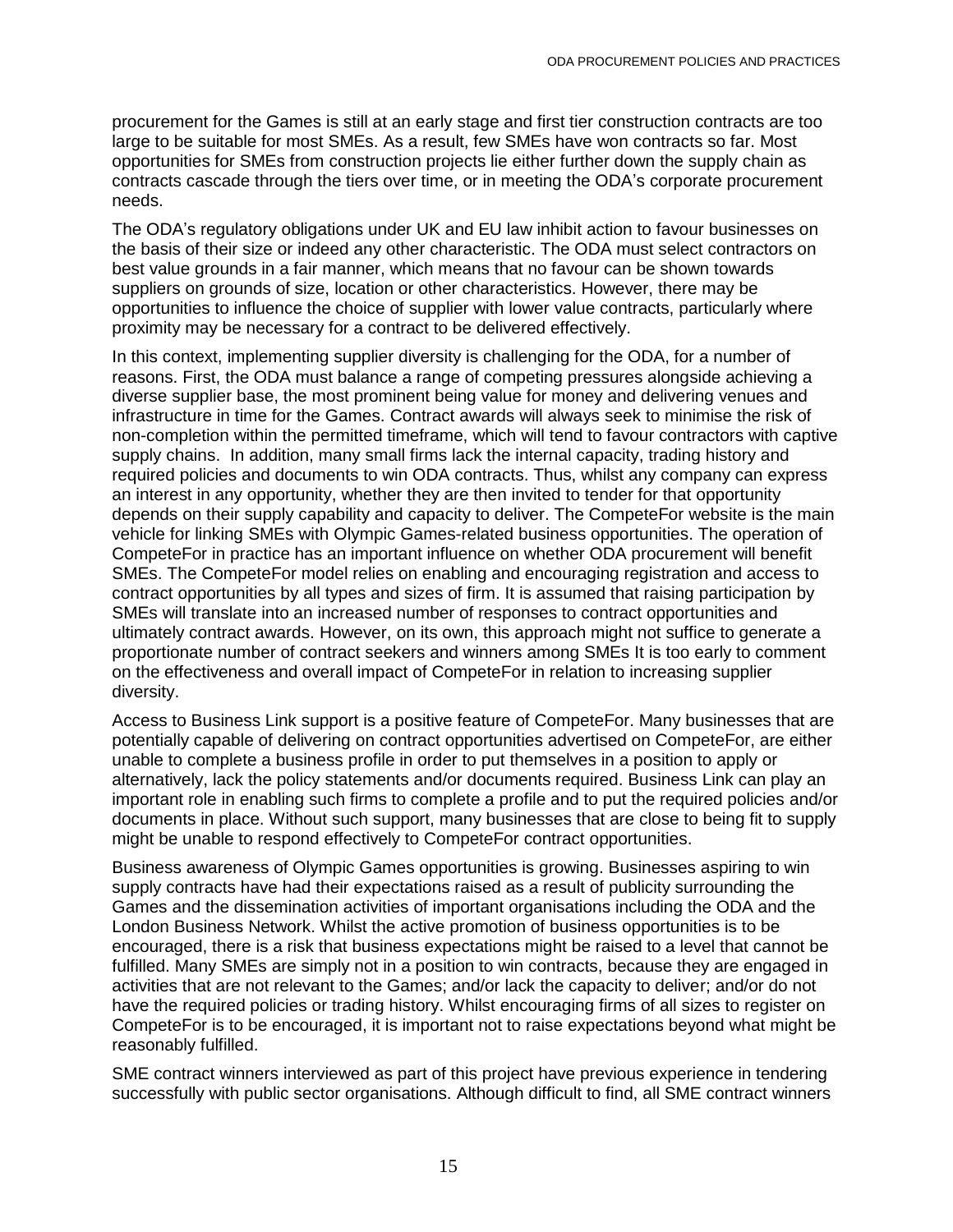procurement for the Games is still at an early stage and first tier construction contracts are too large to be suitable for most SMEs. As a result, few SMEs have won contracts so far. Most opportunities for SMEs from construction projects lie either further down the supply chain as contracts cascade through the tiers over time, or in meeting the ODA's corporate procurement needs.

The ODA's regulatory obligations under UK and EU law inhibit action to favour businesses on the basis of their size or indeed any other characteristic. The ODA must select contractors on best value grounds in a fair manner, which means that no favour can be shown towards suppliers on grounds of size, location or other characteristics. However, there may be opportunities to influence the choice of supplier with lower value contracts, particularly where proximity may be necessary for a contract to be delivered effectively.

In this context, implementing supplier diversity is challenging for the ODA, for a number of reasons. First, the ODA must balance a range of competing pressures alongside achieving a diverse supplier base, the most prominent being value for money and delivering venues and infrastructure in time for the Games. Contract awards will always seek to minimise the risk of non-completion within the permitted timeframe, which will tend to favour contractors with captive supply chains. In addition, many small firms lack the internal capacity, trading history and required policies and documents to win ODA contracts. Thus, whilst any company can express an interest in any opportunity, whether they are then invited to tender for that opportunity depends on their supply capability and capacity to deliver. The CompeteFor website is the main vehicle for linking SMEs with Olympic Games-related business opportunities. The operation of CompeteFor in practice has an important influence on whether ODA procurement will benefit SMEs. The CompeteFor model relies on enabling and encouraging registration and access to contract opportunities by all types and sizes of firm. It is assumed that raising participation by SMEs will translate into an increased number of responses to contract opportunities and ultimately contract awards. However, on its own, this approach might not suffice to generate a proportionate number of contract seekers and winners among SMEs It is too early to comment on the effectiveness and overall impact of CompeteFor in relation to increasing supplier diversity.

Access to Business Link support is a positive feature of CompeteFor. Many businesses that are potentially capable of delivering on contract opportunities advertised on CompeteFor, are either unable to complete a business profile in order to put themselves in a position to apply or alternatively, lack the policy statements and/or documents required. Business Link can play an important role in enabling such firms to complete a profile and to put the required policies and/or documents in place. Without such support, many businesses that are close to being fit to supply might be unable to respond effectively to CompeteFor contract opportunities.

Business awareness of Olympic Games opportunities is growing. Businesses aspiring to win supply contracts have had their expectations raised as a result of publicity surrounding the Games and the dissemination activities of important organisations including the ODA and the London Business Network. Whilst the active promotion of business opportunities is to be encouraged, there is a risk that business expectations might be raised to a level that cannot be fulfilled. Many SMEs are simply not in a position to win contracts, because they are engaged in activities that are not relevant to the Games; and/or lack the capacity to deliver; and/or do not have the required policies or trading history. Whilst encouraging firms of all sizes to register on CompeteFor is to be encouraged, it is important not to raise expectations beyond what might be reasonably fulfilled.

SME contract winners interviewed as part of this project have previous experience in tendering successfully with public sector organisations. Although difficult to find, all SME contract winners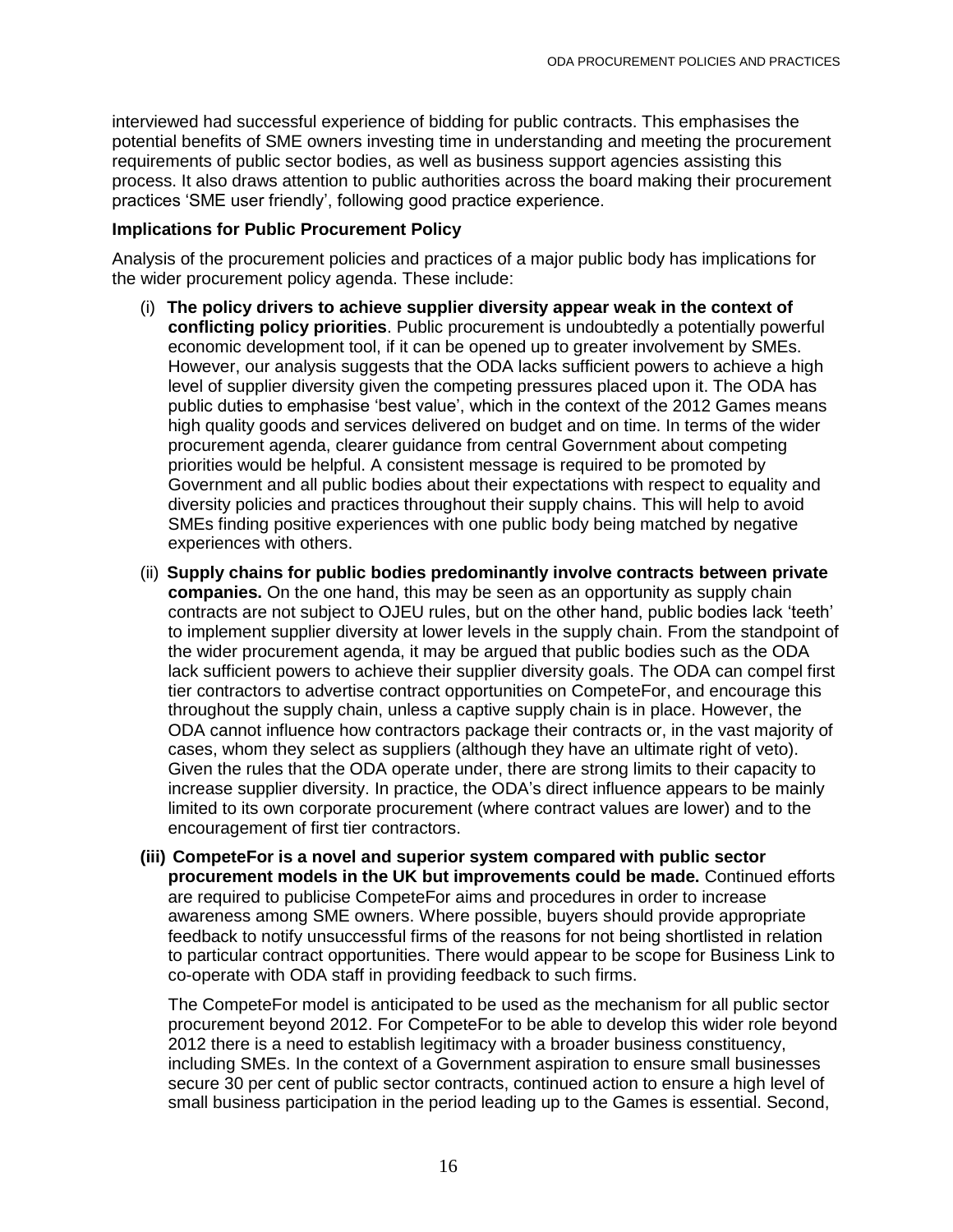interviewed had successful experience of bidding for public contracts. This emphasises the potential benefits of SME owners investing time in understanding and meeting the procurement requirements of public sector bodies, as well as business support agencies assisting this process. It also draws attention to public authorities across the board making their procurement practices 'SME user friendly', following good practice experience.

**Implications for Public Procurement Policy**

Analysis of the procurement policies and practices of a major public body has implications for the wider procurement policy agenda. These include:

(i) **The policy drivers to achieve supplier diversity appear weak in the context of conflicting policy priorities**. Public procurement is undoubtedly a potentially powerful economic development tool, if it can be opened up to greater involvement by SMEs. However, our analysis suggests that the ODA lacks sufficient powers to achieve a high level of supplier diversity given the competing pressures placed upon it. The ODA has public duties to emphasise 'best value', which in the context of the 2012 Games means high quality goods and services delivered on budget and on time. In terms of the wider procurement agenda, clearer guidance from central Government about competing priorities would be helpful. A consistent message is required to be promoted by Government and all public bodies about their expectations with respect to equality and diversity policies and practices throughout their supply chains. This will help to avoid SMEs finding positive experiences with one public body being matched by negative experiences with others.

(ii) **Supply chains for public bodies predominantly involve contracts between private companies.** On the one hand, this may be seen as an opportunity as supply chain contracts are not subject to OJEU rules, but on the other hand, public bodies lack 'teeth' to implement supplier diversity at lower levels in the supply chain. From the standpoint of the wider procurement agenda, it may be argued that public bodies such as the ODA lack sufficient powers to achieve their supplier diversity goals. The ODA can compel first tier contractors to advertise contract opportunities on CompeteFor, and encourage this throughout the supply chain, unless a captive supply chain is in place. However, the ODA cannot influence how contractors package their contracts or, in the vast majority of cases, whom they select as suppliers (although they have an ultimate right of veto). Given the rules that the ODA operate under, there are strong limits to their capacity to increase supplier diversity. In practice, the ODA's direct influence appears to be mainly limited to its own corporate procurement (where contract values are lower) and to the encouragement of first tier contractors.

**(iii) CompeteFor is a novel and superior system compared with public sector procurement models in the UK but improvements could be made.** Continued efforts are required to publicise CompeteFor aims and procedures in order to increase awareness among SME owners. Where possible, buyers should provide appropriate feedback to notify unsuccessful firms of the reasons for not being shortlisted in relation to particular contract opportunities. There would appear to be scope for Business Link to co-operate with ODA staff in providing feedback to such firms.

The CompeteFor model is anticipated to be used as the mechanism for all public sector procurement beyond 2012. For CompeteFor to be able to develop this wider role beyond 2012 there is a need to establish legitimacy with a broader business constituency, including SMEs. In the context of a Government aspiration to ensure small businesses secure 30 per cent of public sector contracts, continued action to ensure a high level of small business participation in the period leading up to the Games is essential. Second,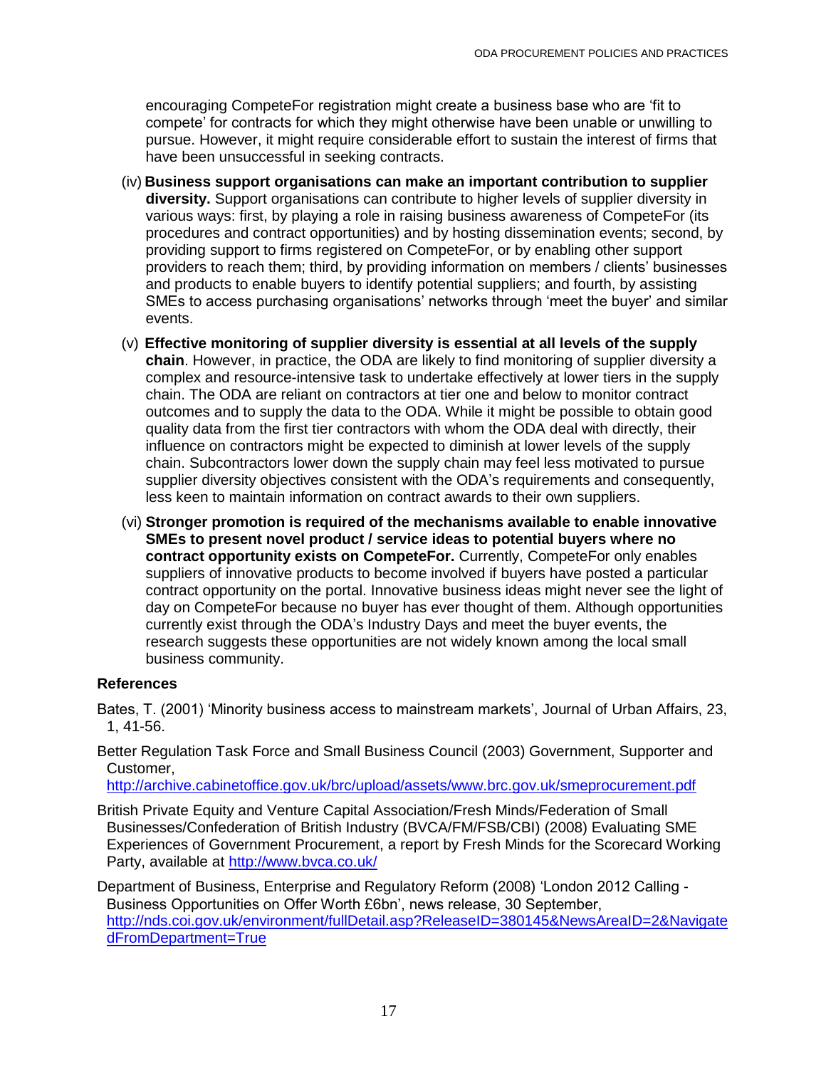encouraging CompeteFor registration might create a business base who are 'fit to compete' for contracts for which they might otherwise have been unable or unwilling to pursue. However, it might require considerable effort to sustain the interest of firms that have been unsuccessful in seeking contracts.

(iv) **Business support organisations can make an important contribution to supplier diversity.** Support organisations can contribute to higher levels of supplier diversity in various ways: first, by playing a role in raising business awareness of CompeteFor (its procedures and contract opportunities) and by hosting dissemination events; second, by providing support to firms registered on CompeteFor, or by enabling other support providers to reach them; third, by providing information on members / clients' businesses and products to enable buyers to identify potential suppliers; and fourth, by assisting SMEs to access purchasing organisations' networks through 'meet the buyer' and similar events.

(v) **Effective monitoring of supplier diversity is essential at all levels of the supply chain**. However, in practice, the ODA are likely to find monitoring of supplier diversity a complex and resource-intensive task to undertake effectively at lower tiers in the supply chain. The ODA are reliant on contractors at tier one and below to monitor contract outcomes and to supply the data to the ODA. While it might be possible to obtain good quality data from the first tier contractors with whom the ODA deal with directly, their influence on contractors might be expected to diminish at lower levels of the supply chain. Subcontractors lower down the supply chain may feel less motivated to pursue supplier diversity objectives consistent with the ODA's requirements and consequently, less keen to maintain information on contract awards to their own suppliers.

(vi) **Stronger promotion is required of the mechanisms available to enable innovative SMEs to present novel product / service ideas to potential buyers where no contract opportunity exists on CompeteFor.** Currently, CompeteFor only enables suppliers of innovative products to become involved if buyers have posted a particular contract opportunity on the portal. Innovative business ideas might never see the light of day on CompeteFor because no buyer has ever thought of them. Although opportunities currently exist through the ODA's Industry Days and meet the buyer events, the research suggests these opportunities are not widely known among the local small business community.

## References

Bates, T. (2001) 'Minority business access to mainstream markets', Journal of Urban Affairs, 23, 1, 41-56.

Better Regulation Task Force and Small Business Council (2003) Government, Supporter and Customer, http://archive.cabinetoffice.gov.uk/brc/upload/assets/www.brc.gov.uk/smeprocurement.pdf

British Private Equity and Venture Capital Association/Fresh Minds/Federation of Small Businesses/Confederation of British Industry (BVCA/FM/FSB/CBI) (2008) Evaluating SME Experiences of Government Procurement, a report by Fresh Minds for the Scorecard Working Party, available at http://www.bvca.co.uk/

Department of Business, Enterprise and Regulatory Reform (2008) 'London 2012 Calling - Business Opportunities on Offer Worth £6bn', news release, 30 September, http://nds.coi.gov.uk/environment/fullDetail.asp?ReleaseID=380145&NewsAreaID=2&NavigatedFromDepartment=True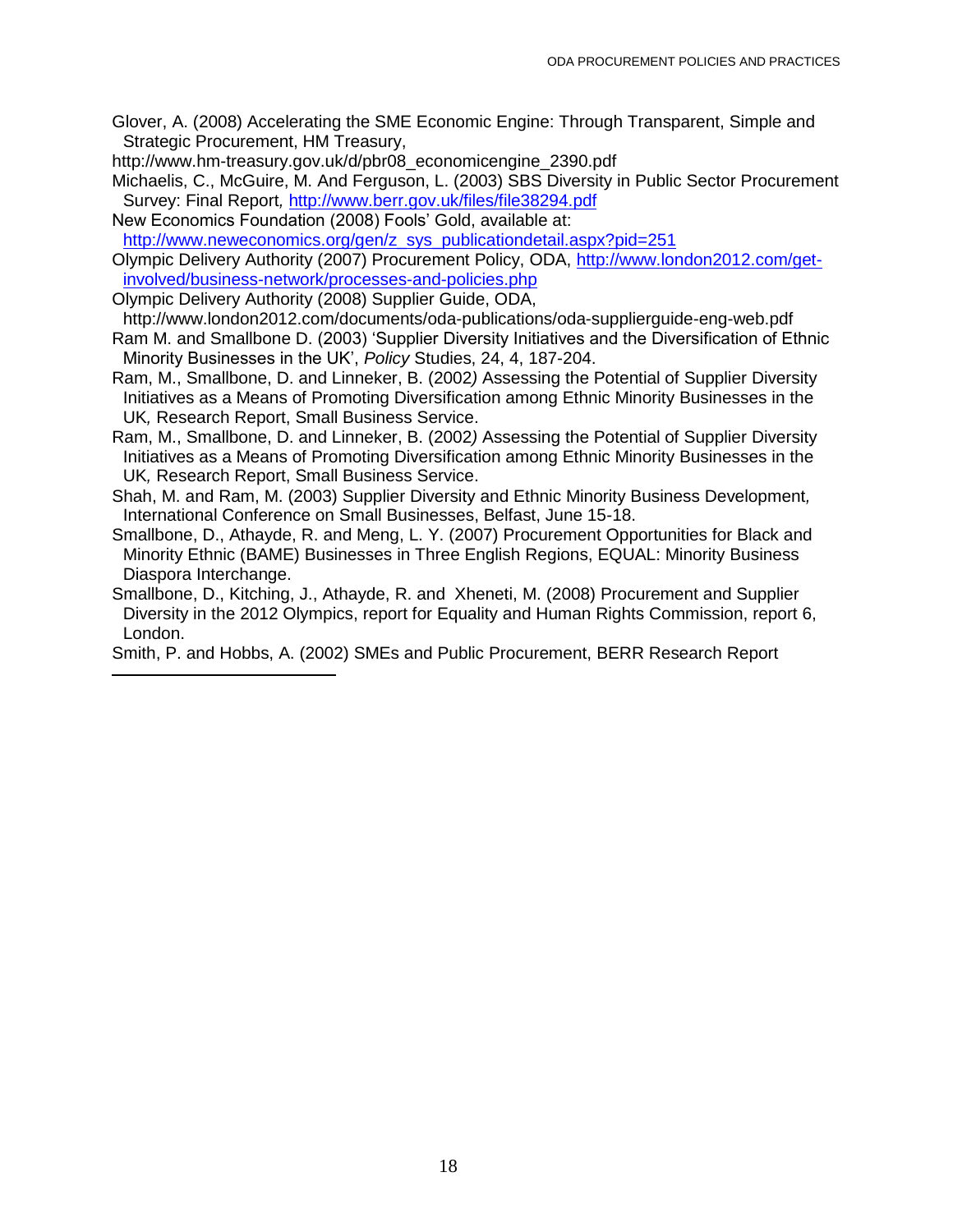Glover, A. (2008) Accelerating the SME Economic Engine: Through Transparent, Simple and Strategic Procurement, HM Treasury,

http://www.hm-treasury.gov.uk/d/pbr08_economicengine_2390.pdf

Michaelis, C., McGuire, M. And Ferguson, L. (2003) SBS Diversity in Public Sector Procurement Survey: Final Report*,* http://www.berr.gov.uk/files/file38294.pdf

New Economics Foundation (2008) Fools' Gold, available at: http://www.neweconomics.org/gen/z_sys_publicationdetail.aspx?pid=251

Olympic Delivery Authority (2007) Procurement Policy, ODA, http://www.london2012.com/get-involved/business-network/processes-and-policies.php

Olympic Delivery Authority (2008) Supplier Guide, ODA, http://www.london2012.com/documents/oda-publications/oda-supplierguide-eng-web.pdf

Ram M. and Smallbone D. (2003) 'Supplier Diversity Initiatives and the Diversification of Ethnic Minority Businesses in the UK', *Policy* Studies, 24, 4, 187-204.

Ram, M., Smallbone, D. and Linneker, B. (2002*)* Assessing the Potential of Supplier Diversity Initiatives as a Means of Promoting Diversification among Ethnic Minority Businesses in the UK*,* Research Report, Small Business Service.

Ram, M., Smallbone, D. and Linneker, B. (2002*)* Assessing the Potential of Supplier Diversity Initiatives as a Means of Promoting Diversification among Ethnic Minority Businesses in the UK*,* Research Report, Small Business Service.

Shah, M. and Ram, M. (2003) Supplier Diversity and Ethnic Minority Business Development*,* International Conference on Small Businesses, Belfast, June 15-18.

Smallbone, D., Athayde, R. and Meng, L. Y. (2007) Procurement Opportunities for Black and Minority Ethnic (BAME) Businesses in Three English Regions, EQUAL: Minority Business Diaspora Interchange.

Smallbone, D., Kitching, J., Athayde, R. and Xheneti, M. (2008) Procurement and Supplier Diversity in the 2012 Olympics, report for Equality and Human Rights Commission, report 6, London.

Smith, P. and Hobbs, A. (2002) SMEs and Public Procurement, BERR Research Report